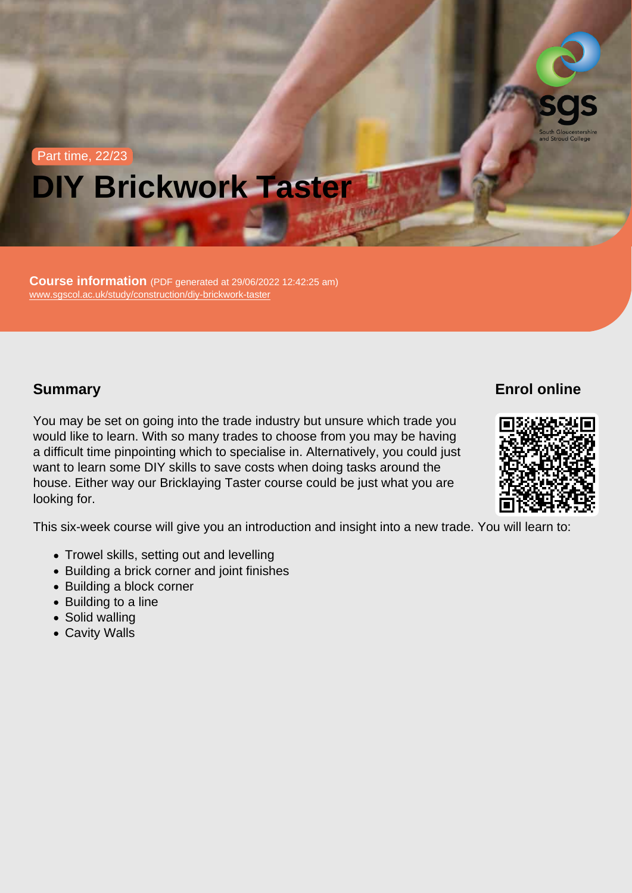Part time, 22/23

# DIY Brickwork Taster

**Course information** (PDF generated at 29/06/2022 12:42:25 am)
www.sgscol.ac.uk/study/construction/diy-brickwork-taster

## Summary

You may be set on going into the trade industry but unsure which trade you would like to learn. With so many trades to choose from you may be having a difficult time pinpointing which to specialise in. Alternatively, you could just want to learn some DIY skills to save costs when doing tasks around the house. Either way our Bricklaying Taster course could be just what you are looking for.

## Enrol online

This six-week course will give you an introduction and insight into a new trade. You will learn to:

- Trowel skills, setting out and levelling
- Building a brick corner and joint finishes
- Building a block corner
- Building to a line
- Solid walling
- Cavity Walls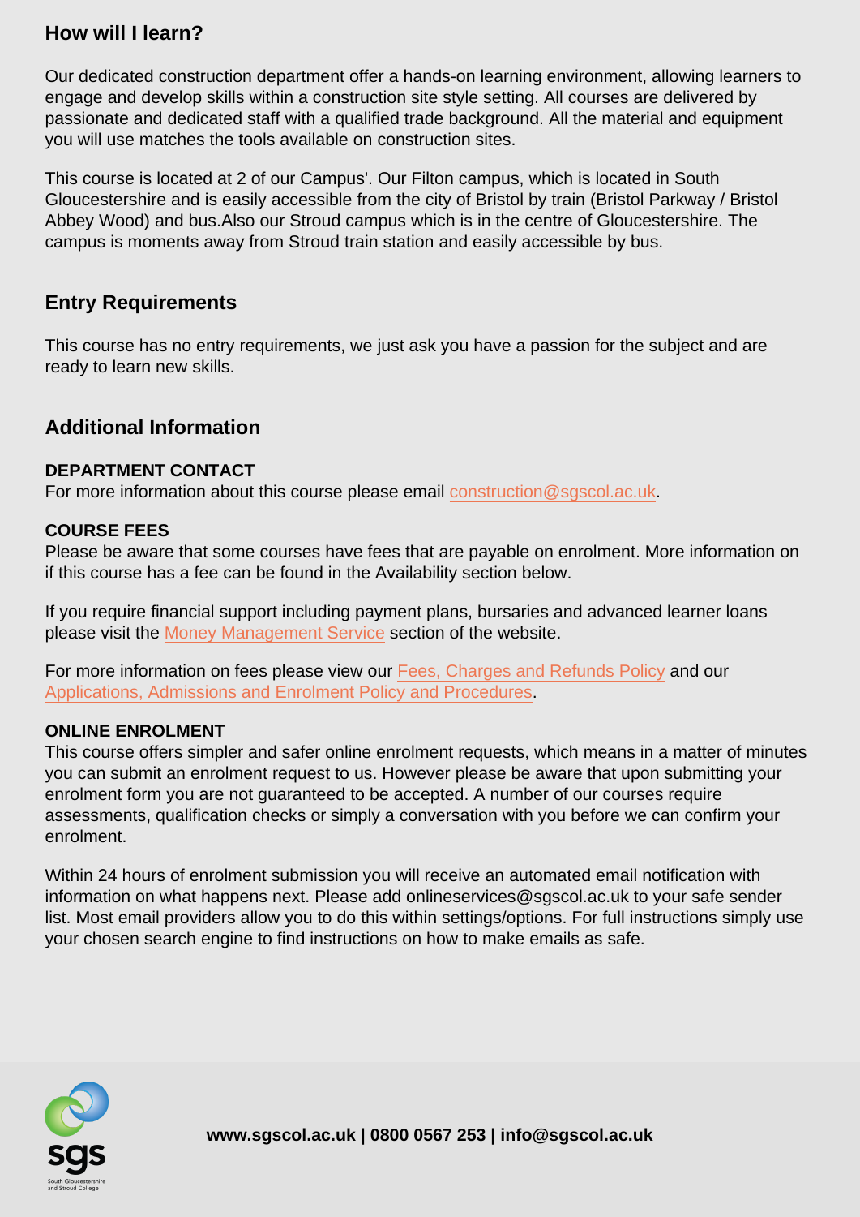## How will I learn?

Our dedicated construction department offer a hands-on learning environment, allowing learners to engage and develop skills within a construction site style setting. All courses are delivered by passionate and dedicated staff with a qualified trade background. All the material and equipment you will use matches the tools available on construction sites.

This course is located at 2 of our Campus'. Our Filton campus, which is located in South Gloucestershire and is easily accessible from the city of Bristol by train (Bristol Parkway / Bristol Abbey Wood) and bus.Also our Stroud campus which is in the centre of Gloucestershire. The campus is moments away from Stroud train station and easily accessible by bus.

## Entry Requirements

This course has no entry requirements, we just ask you have a passion for the subject and are ready to learn new skills.

## Additional Information

**DEPARTMENT CONTACT**
For more information about this course please email construction@sgscol.ac.uk.

**COURSE FEES**
Please be aware that some courses have fees that are payable on enrolment. More information on if this course has a fee can be found in the Availability section below.

If you require financial support including payment plans, bursaries and advanced learner loans please visit the Money Management Service section of the website.

For more information on fees please view our Fees, Charges and Refunds Policy and our Applications, Admissions and Enrolment Policy and Procedures.

**ONLINE ENROLMENT**
This course offers simpler and safer online enrolment requests, which means in a matter of minutes you can submit an enrolment request to us. However please be aware that upon submitting your enrolment form you are not guaranteed to be accepted. A number of our courses require assessments, qualification checks or simply a conversation with you before we can confirm your enrolment.

Within 24 hours of enrolment submission you will receive an automated email notification with information on what happens next. Please add onlineservices@sgscol.ac.uk to your safe sender list. Most email providers allow you to do this within settings/options. For full instructions simply use your chosen search engine to find instructions on how to make emails as safe.

sgs
South Gloucestershire and Stroud College

**www.sgscol.ac.uk | 0800 0567 253 | info@sgscol.ac.uk**